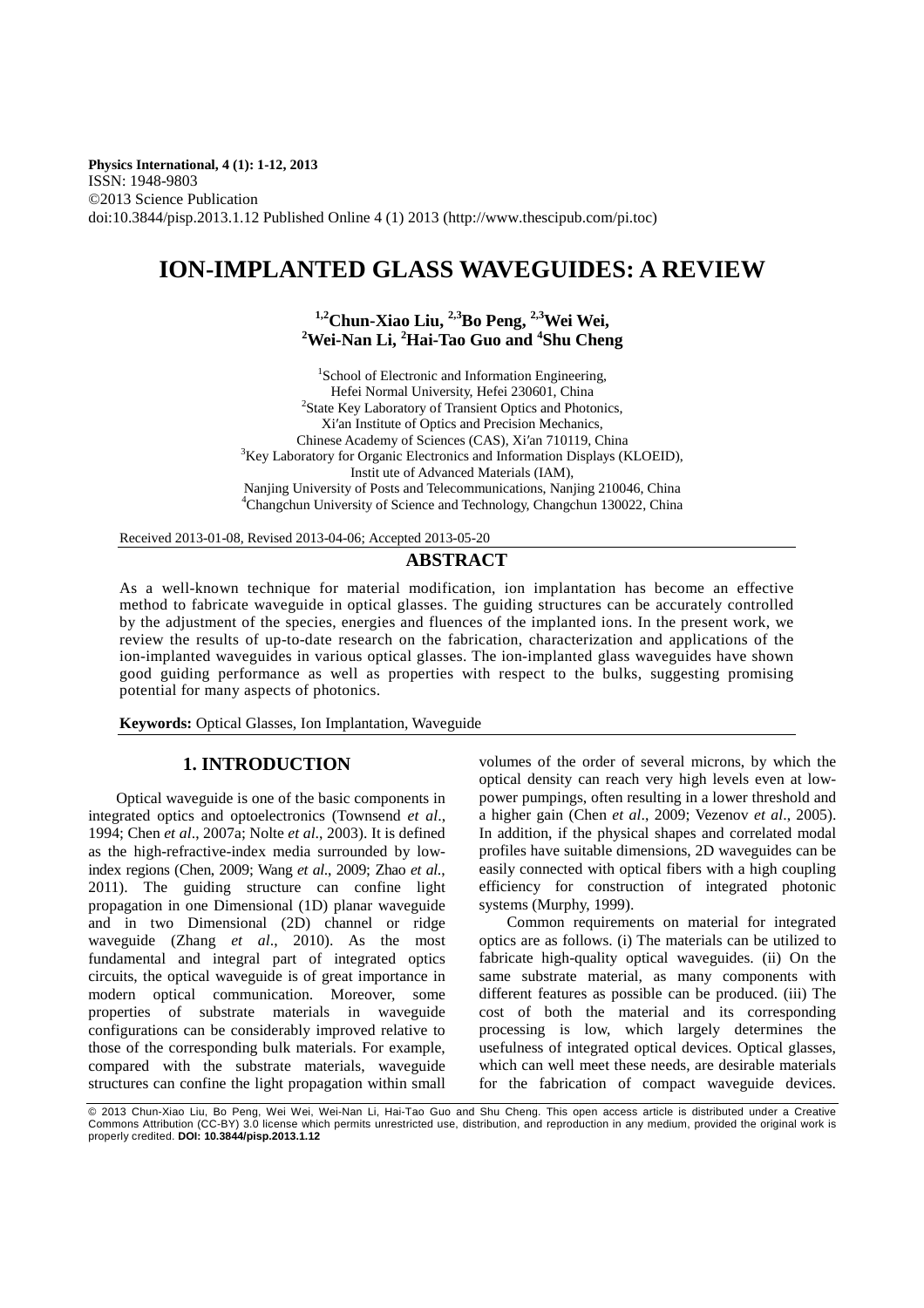Physics International, 4 (1): 1-12, 2013
ISSN: 1948-9803
©2013 Science Publication
doi:10.3844/pisp.2013.1.12 Published Online 4 (1) 2013 (http://www.thescipub.com/pi.toc)

# ION-IMPLANTED GLASS WAVEGUIDES: A REVIEW

**[1,2]Chun-Xiao Liu, [2,3]Bo Peng, [2,3]Wei Wei, [2]Wei-Nan Li, [2]Hai-Tao Guo and [4]Shu Cheng**

[1]School of Electronic and Information Engineering, Hefei Normal University, Hefei 230601, China
[2]State Key Laboratory of Transient Optics and Photonics, Xi′an Institute of Optics and Precision Mechanics, Chinese Academy of Sciences (CAS), Xi′an 710119, China
[3]Key Laboratory for Organic Electronics and Information Displays (KLOEID), Instit ute of Advanced Materials (IAM), Nanjing University of Posts and Telecommunications, Nanjing 210046, China
[4]Changchun University of Science and Technology, Changchun 130022, China

Received 2013-01-08, Revised 2013-04-06; Accepted 2013-05-20

## ABSTRACT

As a well-known technique for material modification, ion implantation has become an effective method to fabricate waveguide in optical glasses. The guiding structures can be accurately controlled by the adjustment of the species, energies and fluences of the implanted ions. In the present work, we review the results of up-to-date research on the fabrication, characterization and applications of the ion-implanted waveguides in various optical glasses. The ion-implanted glass waveguides have shown good guiding performance as well as properties with respect to the bulks, suggesting promising potential for many aspects of photonics.

**Keywords:** Optical Glasses, Ion Implantation, Waveguide

## 1. INTRODUCTION

Optical waveguide is one of the basic components in integrated optics and optoelectronics (Townsend *et al*., 1994; Chen *et al*., 2007a; Nolte *et al*., 2003). It is defined as the high-refractive-index media surrounded by low-index regions (Chen, 2009; Wang *et al*., 2009; Zhao *et al*., 2011). The guiding structure can confine light propagation in one Dimensional (1D) planar waveguide and in two Dimensional (2D) channel or ridge waveguide (Zhang *et al*., 2010). As the most fundamental and integral part of integrated optics circuits, the optical waveguide is of great importance in modern optical communication. Moreover, some properties of substrate materials in waveguide configurations can be considerably improved relative to those of the corresponding bulk materials. For example, compared with the substrate materials, waveguide structures can confine the light propagation within small volumes of the order of several microns, by which the optical density can reach very high levels even at low-power pumpings, often resulting in a lower threshold and a higher gain (Chen *et al*., 2009; Vezenov *et al*., 2005). In addition, if the physical shapes and correlated modal profiles have suitable dimensions, 2D waveguides can be easily connected with optical fibers with a high coupling efficiency for construction of integrated photonic systems (Murphy, 1999).

Common requirements on material for integrated optics are as follows. (i) The materials can be utilized to fabricate high-quality optical waveguides. (ii) On the same substrate material, as many components with different features as possible can be produced. (iii) The cost of both the material and its corresponding processing is low, which largely determines the usefulness of integrated optical devices. Optical glasses, which can well meet these needs, are desirable materials for the fabrication of compact waveguide devices.

© 2013 Chun-Xiao Liu, Bo Peng, Wei Wei, Wei-Nan Li, Hai-Tao Guo and Shu Cheng. This open access article is distributed under a Creative Commons Attribution (CC-BY) 3.0 license which permits unrestricted use, distribution, and reproduction in any medium, provided the original work is properly credited. **DOI: 10.3844/pisp.2013.1.12**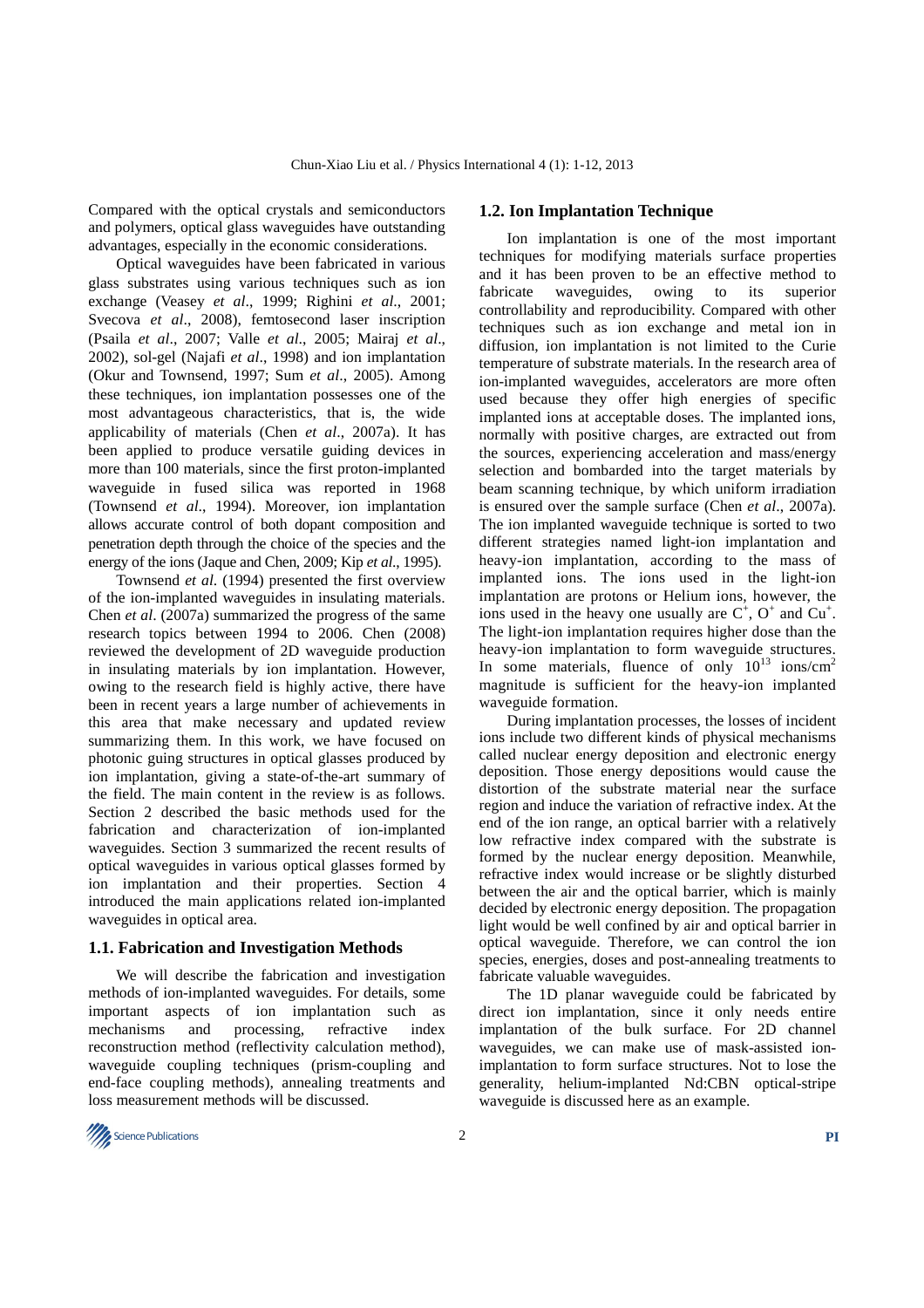Compared with the optical crystals and semiconductors and polymers, optical glass waveguides have outstanding advantages, especially in the economic considerations.

Optical waveguides have been fabricated in various glass substrates using various techniques such as ion exchange (Veasey *et al*., 1999; Righini *et al*., 2001; Svecova *et al*., 2008), femtosecond laser inscription (Psaila *et al*., 2007; Valle *et al*., 2005; Mairaj *et al*., 2002), sol-gel (Najafi *et al*., 1998) and ion implantation (Okur and Townsend, 1997; Sum *et al*., 2005). Among these techniques, ion implantation possesses one of the most advantageous characteristics, that is, the wide applicability of materials (Chen *et al*., 2007a). It has been applied to produce versatile guiding devices in more than 100 materials, since the first proton-implanted waveguide in fused silica was reported in 1968 (Townsend *et al*., 1994). Moreover, ion implantation allows accurate control of both dopant composition and penetration depth through the choice of the species and the energy of the ions (Jaque and Chen, 2009; Kip *et al*., 1995).

Townsend *et al*. (1994) presented the first overview of the ion-implanted waveguides in insulating materials. Chen *et al*. (2007a) summarized the progress of the same research topics between 1994 to 2006. Chen (2008) reviewed the development of 2D waveguide production in insulating materials by ion implantation. However, owing to the research field is highly active, there have been in recent years a large number of achievements in this area that make necessary and updated review summarizing them. In this work, we have focused on photonic guing structures in optical glasses produced by ion implantation, giving a state-of-the-art summary of the field. The main content in the review is as follows. Section 2 described the basic methods used for the fabrication and characterization of ion-implanted waveguides. Section 3 summarized the recent results of optical waveguides in various optical glasses formed by ion implantation and their properties. Section 4 introduced the main applications related ion-implanted waveguides in optical area.

## 1.1. Fabrication and Investigation Methods

We will describe the fabrication and investigation methods of ion-implanted waveguides. For details, some important aspects of ion implantation such as mechanisms and processing, refractive index reconstruction method (reflectivity calculation method), waveguide coupling techniques (prism-coupling and end-face coupling methods), annealing treatments and loss measurement methods will be discussed.

## 1.2. Ion Implantation Technique

Ion implantation is one of the most important techniques for modifying materials surface properties and it has been proven to be an effective method to fabricate waveguides, owing to its superior controllability and reproducibility. Compared with other techniques such as ion exchange and metal ion in diffusion, ion implantation is not limited to the Curie temperature of substrate materials. In the research area of ion-implanted waveguides, accelerators are more often used because they offer high energies of specific implanted ions at acceptable doses. The implanted ions, normally with positive charges, are extracted out from the sources, experiencing acceleration and mass/energy selection and bombarded into the target materials by beam scanning technique, by which uniform irradiation is ensured over the sample surface (Chen *et al*., 2007a). The ion implanted waveguide technique is sorted to two different strategies named light-ion implantation and heavy-ion implantation, according to the mass of implanted ions. The ions used in the light-ion implantation are protons or Helium ions, however, the ions used in the heavy one usually are $C^+$, $O^+$ and $Cu^+$. The light-ion implantation requires higher dose than the heavy-ion implantation to form waveguide structures. In some materials, fluence of only $10^{13}$ ions/cm$^2$ magnitude is sufficient for the heavy-ion implanted waveguide formation.

During implantation processes, the losses of incident ions include two different kinds of physical mechanisms called nuclear energy deposition and electronic energy deposition. Those energy depositions would cause the distortion of the substrate material near the surface region and induce the variation of refractive index. At the end of the ion range, an optical barrier with a relatively low refractive index compared with the substrate is formed by the nuclear energy deposition. Meanwhile, refractive index would increase or be slightly disturbed between the air and the optical barrier, which is mainly decided by electronic energy deposition. The propagation light would be well confined by air and optical barrier in optical waveguide. Therefore, we can control the ion species, energies, doses and post-annealing treatments to fabricate valuable waveguides.

The 1D planar waveguide could be fabricated by direct ion implantation, since it only needs entire implantation of the bulk surface. For 2D channel waveguides, we can make use of mask-assisted ion-implantation to form surface structures. Not to lose the generality, helium-implanted Nd:CBN optical-stripe waveguide is discussed here as an example.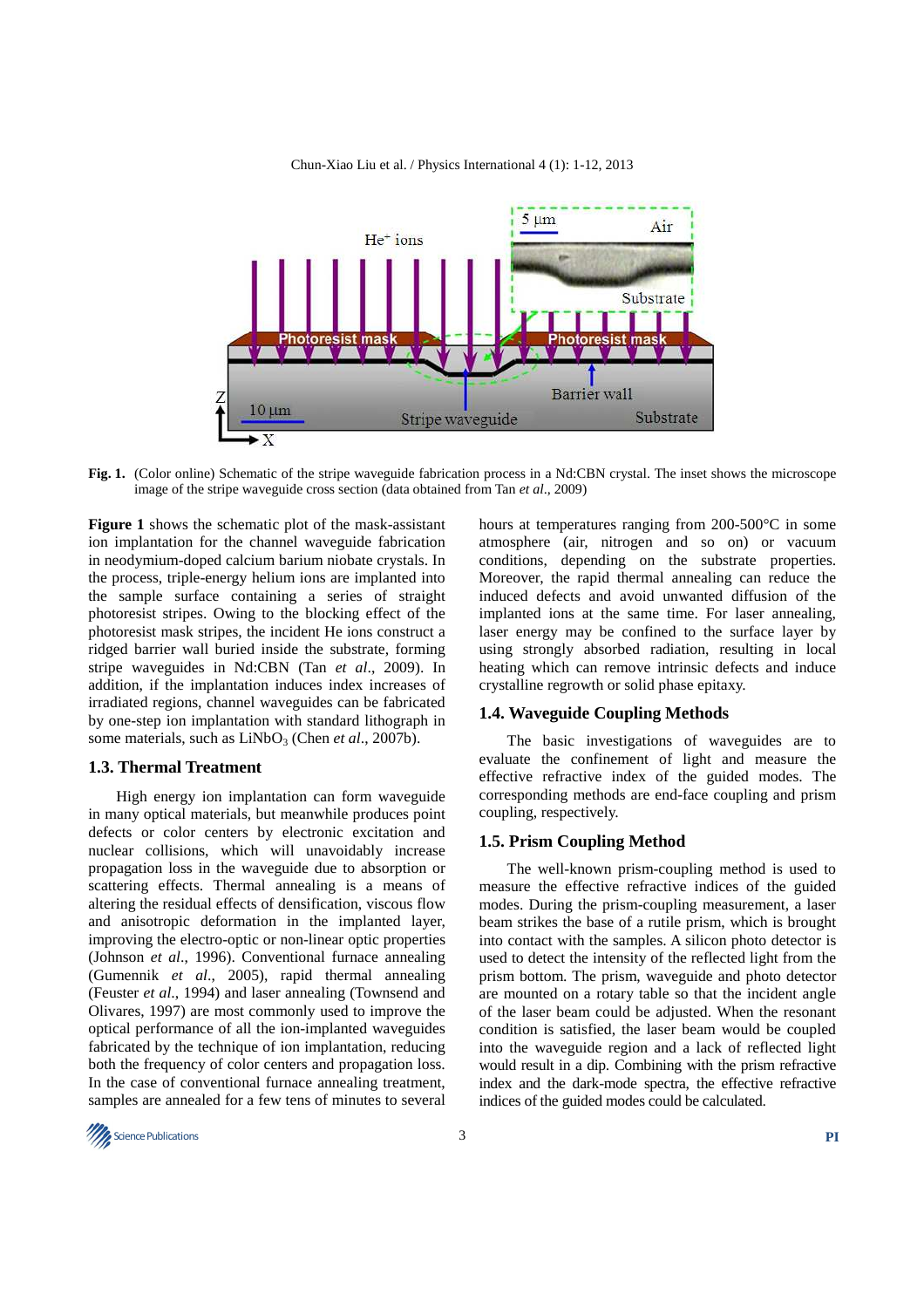Fig. 1. (Color online) Schematic of the stripe waveguide fabrication process in a Nd:CBN crystal. The inset shows the microscope image of the stripe waveguide cross section (data obtained from Tan *et al*., 2009)

**Figure 1** shows the schematic plot of the mask-assistant ion implantation for the channel waveguide fabrication in neodymium-doped calcium barium niobate crystals. In the process, triple-energy helium ions are implanted into the sample surface containing a series of straight photoresist stripes. Owing to the blocking effect of the photoresist mask stripes, the incident He ions construct a ridged barrier wall buried inside the substrate, forming stripe waveguides in Nd:CBN (Tan *et al*., 2009). In addition, if the implantation induces index increases of irradiated regions, channel waveguides can be fabricated by one-step ion implantation with standard lithograph in some materials, such as $LiNbO_3$ (Chen *et al*., 2007b).

### 1.3. Thermal Treatment

High energy ion implantation can form waveguide in many optical materials, but meanwhile produces point defects or color centers by electronic excitation and nuclear collisions, which will unavoidably increase propagation loss in the waveguide due to absorption or scattering effects. Thermal annealing is a means of altering the residual effects of densification, viscous flow and anisotropic deformation in the implanted layer, improving the electro-optic or non-linear optic properties (Johnson *et al*., 1996). Conventional furnace annealing (Gumennik *et al*., 2005), rapid thermal annealing (Feuster *et al*., 1994) and laser annealing (Townsend and Olivares, 1997) are most commonly used to improve the optical performance of all the ion-implanted waveguides fabricated by the technique of ion implantation, reducing both the frequency of color centers and propagation loss. In the case of conventional furnace annealing treatment, samples are annealed for a few tens of minutes to several hours at temperatures ranging from 200-500°C in some atmosphere (air, nitrogen and so on) or vacuum conditions, depending on the substrate properties. Moreover, the rapid thermal annealing can reduce the induced defects and avoid unwanted diffusion of the implanted ions at the same time. For laser annealing, laser energy may be confined to the surface layer by using strongly absorbed radiation, resulting in local heating which can remove intrinsic defects and induce crystalline regrowth or solid phase epitaxy.

### 1.4. Waveguide Coupling Methods

The basic investigations of waveguides are to evaluate the confinement of light and measure the effective refractive index of the guided modes. The corresponding methods are end-face coupling and prism coupling, respectively.

### 1.5. Prism Coupling Method

The well-known prism-coupling method is used to measure the effective refractive indices of the guided modes. During the prism-coupling measurement, a laser beam strikes the base of a rutile prism, which is brought into contact with the samples. A silicon photo detector is used to detect the intensity of the reflected light from the prism bottom. The prism, waveguide and photo detector are mounted on a rotary table so that the incident angle of the laser beam could be adjusted. When the resonant condition is satisfied, the laser beam would be coupled into the waveguide region and a lack of reflected light would result in a dip. Combining with the prism refractive index and the dark-mode spectra, the effective refractive indices of the guided modes could be calculated.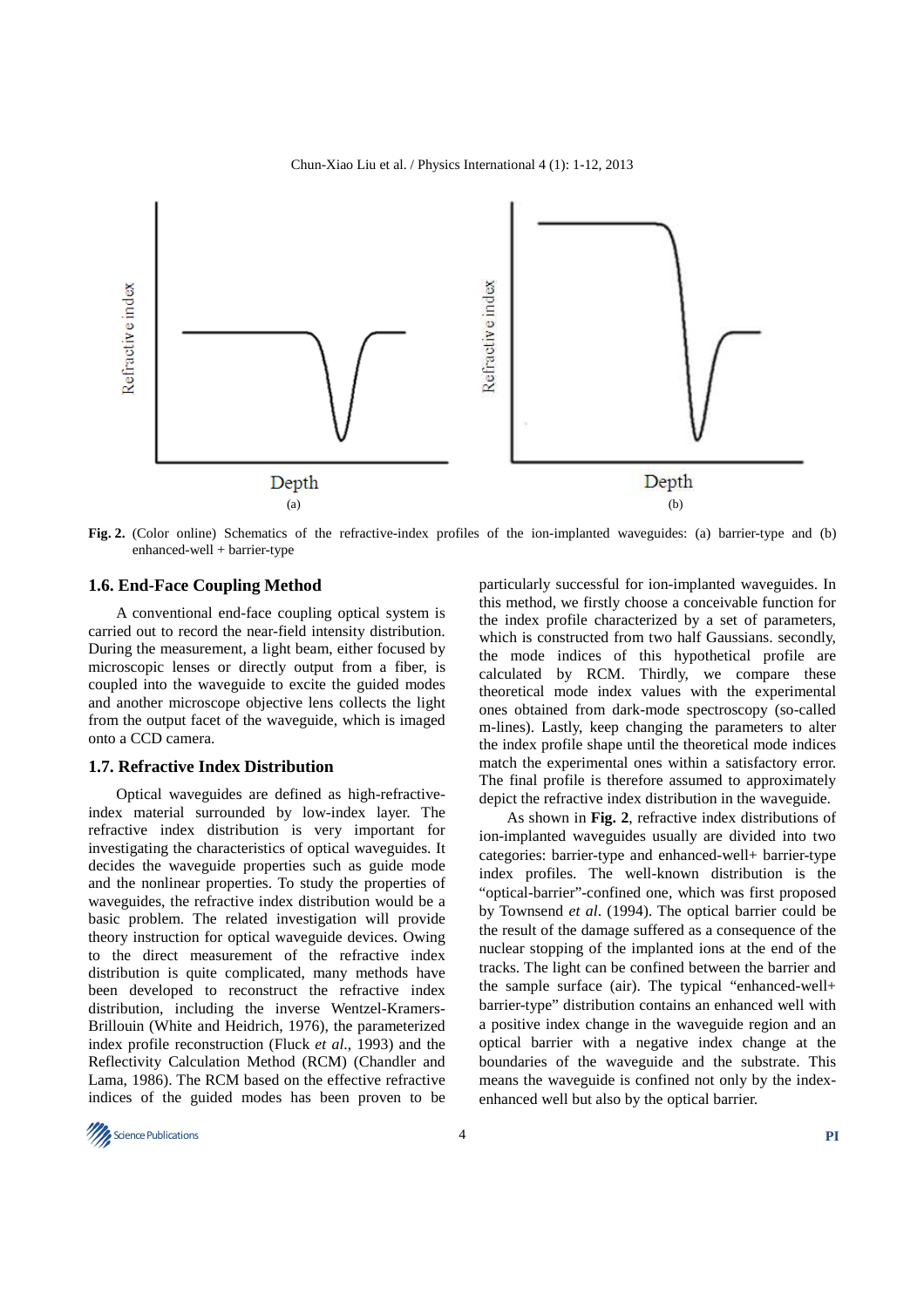Refractive index

Depth

(a)

Refractive index

Depth

(b)

**Fig. 2.** (Color online) Schematics of the refractive-index profiles of the ion-implanted waveguides: (a) barrier-type and (b) enhanced-well + barrier-type

### 1.6. End-Face Coupling Method

A conventional end-face coupling optical system is carried out to record the near-field intensity distribution. During the measurement, a light beam, either focused by microscopic lenses or directly output from a fiber, is coupled into the waveguide to excite the guided modes and another microscope objective lens collects the light from the output facet of the waveguide, which is imaged onto a CCD camera.

### 1.7. Refractive Index Distribution

Optical waveguides are defined as high-refractive-index material surrounded by low-index layer. The refractive index distribution is very important for investigating the characteristics of optical waveguides. It decides the waveguide properties such as guide mode and the nonlinear properties. To study the properties of waveguides, the refractive index distribution would be a basic problem. The related investigation will provide theory instruction for optical waveguide devices. Owing to the direct measurement of the refractive index distribution is quite complicated, many methods have been developed to reconstruct the refractive index distribution, including the inverse Wentzel-Kramers-Brillouin (White and Heidrich, 1976), the parameterized index profile reconstruction (Fluck *et al*., 1993) and the Reflectivity Calculation Method (RCM) (Chandler and Lama, 1986). The RCM based on the effective refractive indices of the guided modes has been proven to be particularly successful for ion-implanted waveguides. In this method, we firstly choose a conceivable function for the index profile characterized by a set of parameters, which is constructed from two half Gaussians. secondly, the mode indices of this hypothetical profile are calculated by RCM. Thirdly, we compare these theoretical mode index values with the experimental ones obtained from dark-mode spectroscopy (so-called m-lines). Lastly, keep changing the parameters to alter the index profile shape until the theoretical mode indices match the experimental ones within a satisfactory error. The final profile is therefore assumed to approximately depict the refractive index distribution in the waveguide.

As shown in **Fig. 2**, refractive index distributions of ion-implanted waveguides usually are divided into two categories: barrier-type and enhanced-well+ barrier-type index profiles. The well-known distribution is the "optical-barrier"-confined one, which was first proposed by Townsend *et al*. (1994). The optical barrier could be the result of the damage suffered as a consequence of the nuclear stopping of the implanted ions at the end of the tracks. The light can be confined between the barrier and the sample surface (air). The typical "enhanced-well+ barrier-type" distribution contains an enhanced well with a positive index change in the waveguide region and an optical barrier with a negative index change at the boundaries of the waveguide and the substrate. This means the waveguide is confined not only by the index-enhanced well but also by the optical barrier.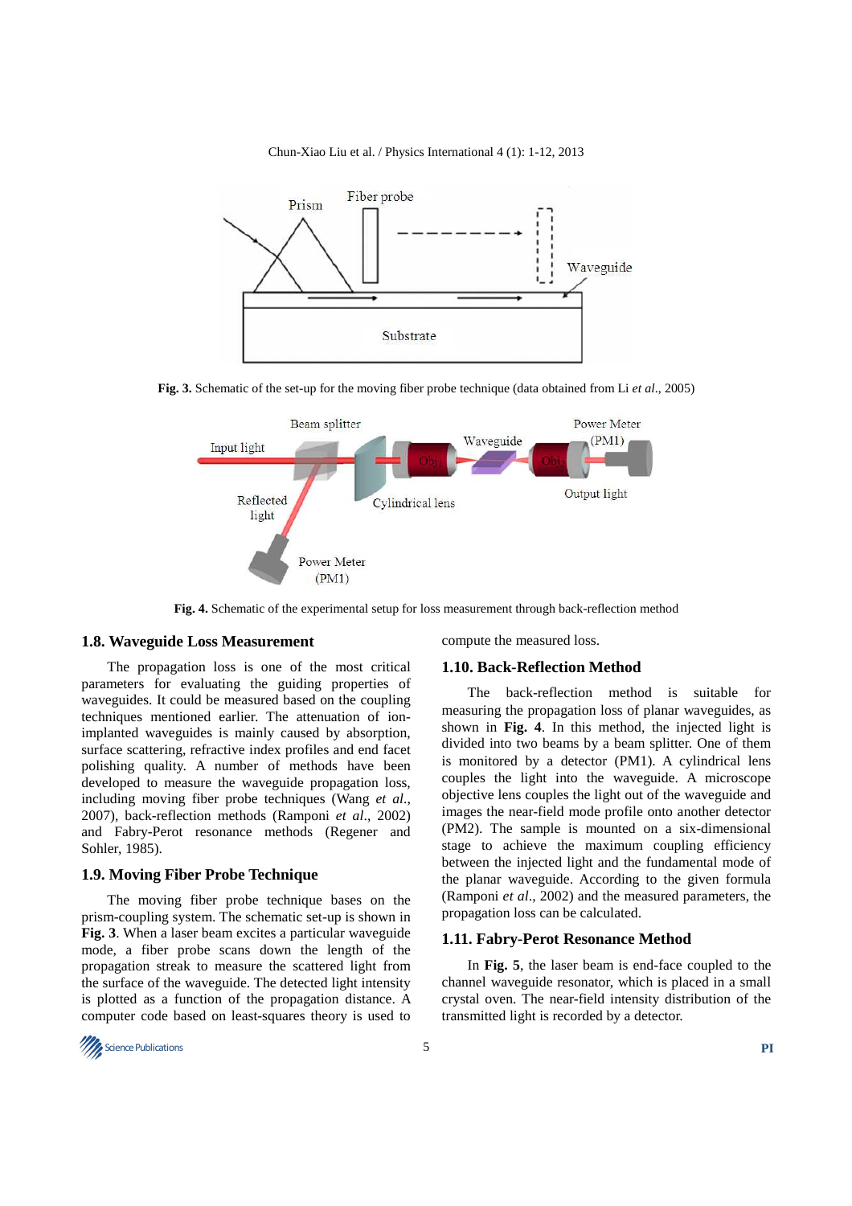Fig. 3. Schematic of the set-up for the moving fiber probe technique (data obtained from Li *et al*., 2005)

Fig. 4. Schematic of the experimental setup for loss measurement through back-reflection method

### 1.8. Waveguide Loss Measurement

The propagation loss is one of the most critical parameters for evaluating the guiding properties of waveguides. It could be measured based on the coupling techniques mentioned earlier. The attenuation of ion-implanted waveguides is mainly caused by absorption, surface scattering, refractive index profiles and end facet polishing quality. A number of methods have been developed to measure the waveguide propagation loss, including moving fiber probe techniques (Wang *et al*., 2007), back-reflection methods (Ramponi *et al*., 2002) and Fabry-Perot resonance methods (Regener and Sohler, 1985).

### 1.9. Moving Fiber Probe Technique

The moving fiber probe technique bases on the prism-coupling system. The schematic set-up is shown in **Fig. 3**. When a laser beam excites a particular waveguide mode, a fiber probe scans down the length of the propagation streak to measure the scattered light from the surface of the waveguide. The detected light intensity is plotted as a function of the propagation distance. A computer code based on least-squares theory is used to compute the measured loss.

### 1.10. Back-Reflection Method

The back-reflection method is suitable for measuring the propagation loss of planar waveguides, as shown in **Fig. 4**. In this method, the injected light is divided into two beams by a beam splitter. One of them is monitored by a detector (PM1). A cylindrical lens couples the light into the waveguide. A microscope objective lens couples the light out of the waveguide and images the near-field mode profile onto another detector (PM2). The sample is mounted on a six-dimensional stage to achieve the maximum coupling efficiency between the injected light and the fundamental mode of the planar waveguide. According to the given formula (Ramponi *et al*., 2002) and the measured parameters, the propagation loss can be calculated.

### 1.11. Fabry-Perot Resonance Method

In **Fig. 5**, the laser beam is end-face coupled to the channel waveguide resonator, which is placed in a small crystal oven. The near-field intensity distribution of the transmitted light is recorded by a detector.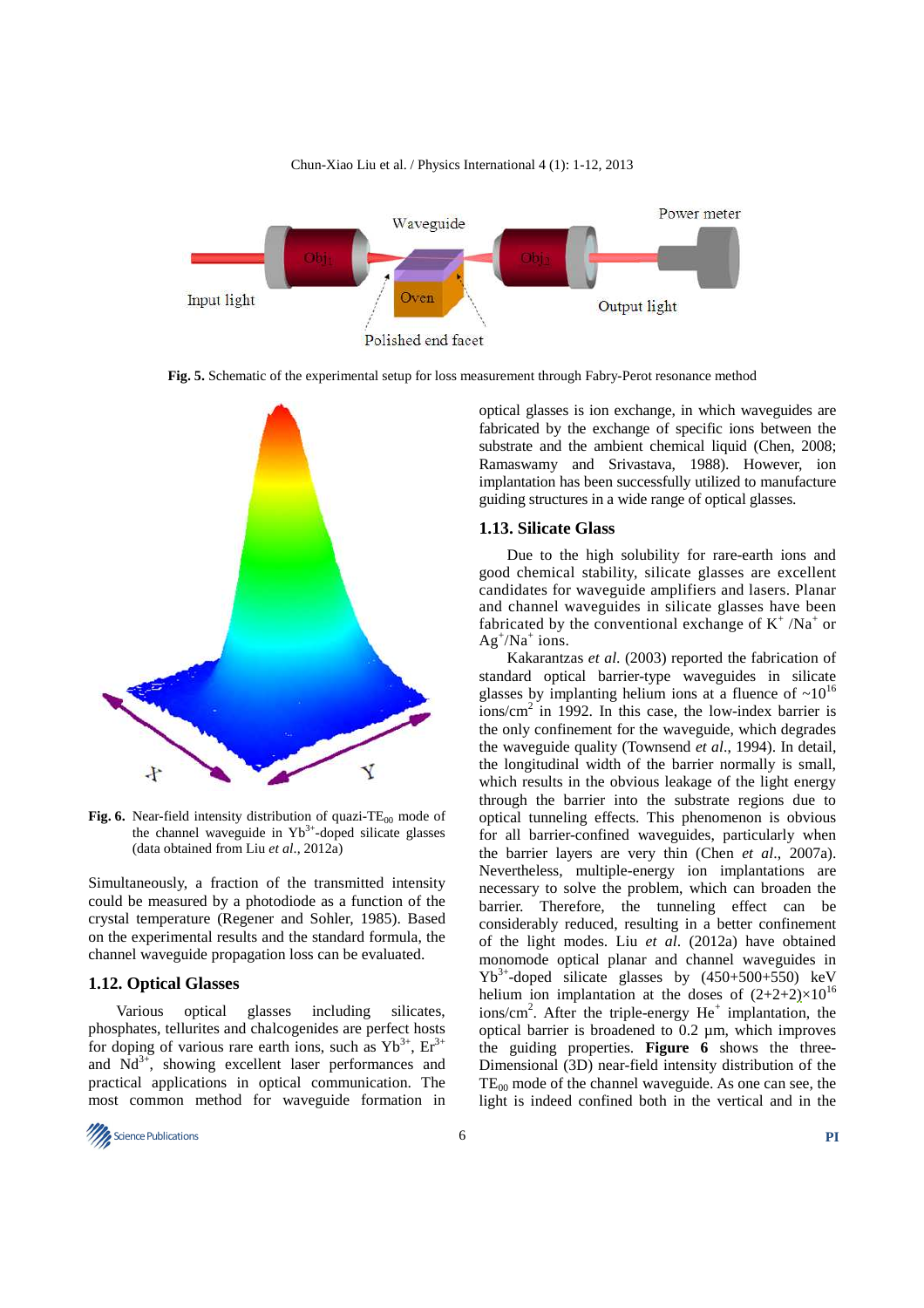**Fig. 5.** Schematic of the experimental setup for loss measurement through Fabry-Perot resonance method

**Fig. 6.** Near-field intensity distribution of quazi-$TE_{00}$ mode of the channel waveguide in $Yb^{3+}$-doped silicate glasses (data obtained from Liu *et al*., 2012a)

Simultaneously, a fraction of the transmitted intensity could be measured by a photodiode as a function of the crystal temperature (Regener and Sohler, 1985). Based on the experimental results and the standard formula, the channel waveguide propagation loss can be evaluated.

### 1.12. Optical Glasses

Various optical glasses including silicates, phosphates, tellurites and chalcogenides are perfect hosts for doping of various rare earth ions, such as $Yb^{3+}$, $Er^{3+}$ and $Nd^{3+}$, showing excellent laser performances and practical applications in optical communication. The most common method for waveguide formation in optical glasses is ion exchange, in which waveguides are fabricated by the exchange of specific ions between the substrate and the ambient chemical liquid (Chen, 2008; Ramaswamy and Srivastava, 1988). However, ion implantation has been successfully utilized to manufacture guiding structures in a wide range of optical glasses.

### 1.13. Silicate Glass

Due to the high solubility for rare-earth ions and good chemical stability, silicate glasses are excellent candidates for waveguide amplifiers and lasers. Planar and channel waveguides in silicate glasses have been fabricated by the conventional exchange of $K^+$ /$Na^+$ or $Ag^+$/$Na^+$ ions.

Kakarantzas *et al.* (2003) reported the fabrication of standard optical barrier-type waveguides in silicate glasses by implanting helium ions at a fluence of ~$10^{16}$ ions/cm$^2$ in 1992. In this case, the low-index barrier is the only confinement for the waveguide, which degrades the waveguide quality (Townsend *et al*., 1994). In detail, the longitudinal width of the barrier normally is small, which results in the obvious leakage of the light energy through the barrier into the substrate regions due to optical tunneling effects. This phenomenon is obvious for all barrier-confined waveguides, particularly when the barrier layers are very thin (Chen *et al*., 2007a). Nevertheless, multiple-energy ion implantations are necessary to solve the problem, which can broaden the barrier. Therefore, the tunneling effect can be considerably reduced, resulting in a better confinement of the light modes. Liu *et al*. (2012a) have obtained monomode optical planar and channel waveguides in $Yb^{3+}$-doped silicate glasses by (450+500+550) keV helium ion implantation at the doses of $(2+2+2)\times10^{16}$ ions/cm$^2$. After the triple-energy $He^+$ implantation, the optical barrier is broadened to 0.2 µm, which improves the guiding properties. **Figure 6** shows the three-Dimensional (3D) near-field intensity distribution of the $TE_{00}$ mode of the channel waveguide. As one can see, the light is indeed confined both in the vertical and in the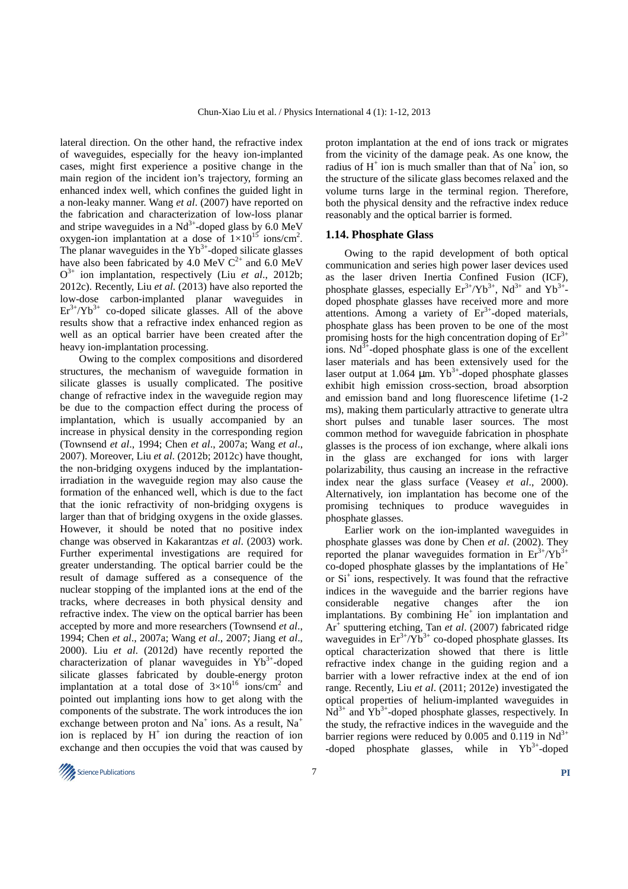lateral direction. On the other hand, the refractive index of waveguides, especially for the heavy ion-implanted cases, might first experience a positive change in the main region of the incident ion's trajectory, forming an enhanced index well, which confines the guided light in a non-leaky manner. Wang *et al*. (2007) have reported on the fabrication and characterization of low-loss planar and stripe waveguides in a $Nd^{3+}$-doped glass by 6.0 MeV oxygen-ion implantation at a dose of $1\times10^{15}$ ions/cm$^2$. The planar waveguides in the $Yb^{3+}$-doped silicate glasses have also been fabricated by 4.0 MeV $C^{2+}$ and 6.0 MeV $O^{3+}$ ion implantation, respectively (Liu *et al*., 2012b; 2012c). Recently, Liu *et al.* (2013) have also reported the low-dose carbon-implanted planar waveguides in $Er^{3+}/Yb^{3+}$ co-doped silicate glasses. All of the above results show that a refractive index enhanced region as well as an optical barrier have been created after the heavy ion-implantation processing.

Owing to the complex compositions and disordered structures, the mechanism of waveguide formation in silicate glasses is usually complicated. The positive change of refractive index in the waveguide region may be due to the compaction effect during the process of implantation, which is usually accompanied by an increase in physical density in the corresponding region (Townsend *et al*., 1994; Chen *et al*., 2007a; Wang *et al*., 2007). Moreover, Liu *et al*. (2012b; 2012c) have thought, the non-bridging oxygens induced by the implantation-irradiation in the waveguide region may also cause the formation of the enhanced well, which is due to the fact that the ionic refractivity of non-bridging oxygens is larger than that of bridging oxygens in the oxide glasses. However, it should be noted that no positive index change was observed in Kakarantzas *et al*. (2003) work. Further experimental investigations are required for greater understanding. The optical barrier could be the result of damage suffered as a consequence of the nuclear stopping of the implanted ions at the end of the tracks, where decreases in both physical density and refractive index. The view on the optical barrier has been accepted by more and more researchers (Townsend *et al*., 1994; Chen *et al*., 2007a; Wang *et al*., 2007; Jiang *et al*., 2000). Liu *et al.* (2012d) have recently reported the characterization of planar waveguides in $Yb^{3+}$-doped silicate glasses fabricated by double-energy proton implantation at a total dose of $3\times10^{16}$ ions/cm$^2$ and pointed out implanting ions how to get along with the components of the substrate. The work introduces the ion exchange between proton and $Na^+$ ions. As a result, $Na^+$ ion is replaced by $H^+$ ion during the reaction of ion exchange and then occupies the void that was caused by proton implantation at the end of ions track or migrates from the vicinity of the damage peak. As one know, the radius of $H^+$ ion is much smaller than that of $Na^+$ ion, so the structure of the silicate glass becomes relaxed and the volume turns large in the terminal region. Therefore, both the physical density and the refractive index reduce reasonably and the optical barrier is formed.

### 1.14. Phosphate Glass

Owing to the rapid development of both optical communication and series high power laser devices used as the laser driven Inertia Confined Fusion (ICF), phosphate glasses, especially $Er^{3+}/Yb^{3+}$, $Nd^{3+}$ and $Yb^{3+}$-doped phosphate glasses have received more and more attentions. Among a variety of $Er^{3+}$-doped materials, phosphate glass has been proven to be one of the most promising hosts for the high concentration doping of $Er^{3+}$ ions. $Nd^{3+}$-doped phosphate glass is one of the excellent laser materials and has been extensively used for the laser output at 1.064 μm. $Yb^{3+}$-doped phosphate glasses exhibit high emission cross-section, broad absorption and emission band and long fluorescence lifetime (1-2 ms), making them particularly attractive to generate ultra short pulses and tunable laser sources. The most common method for waveguide fabrication in phosphate glasses is the process of ion exchange, where alkali ions in the glass are exchanged for ions with larger polarizability, thus causing an increase in the refractive index near the glass surface (Veasey *et al*., 2000). Alternatively, ion implantation has become one of the promising techniques to produce waveguides in phosphate glasses.

Earlier work on the ion-implanted waveguides in phosphate glasses was done by Chen *et al*. (2002). They reported the planar waveguides formation in $Er^{3+}/Yb^{3+}$ co-doped phosphate glasses by the implantations of $He^+$ or $Si^+$ ions, respectively. It was found that the refractive indices in the waveguide and the barrier regions have considerable negative changes after the ion implantations. By combining $He^+$ ion implantation and $Ar^+$ sputtering etching, Tan *et al*. (2007) fabricated ridge waveguides in $Er^{3+}/Yb^{3+}$ co-doped phosphate glasses. Its optical characterization showed that there is little refractive index change in the guiding region and a barrier with a lower refractive index at the end of ion range. Recently, Liu *et al*. (2011; 2012e) investigated the optical properties of helium-implanted waveguides in $Nd^{3+}$ and $Yb^{3+}$-doped phosphate glasses, respectively. In the study, the refractive indices in the waveguide and the barrier regions were reduced by 0.005 and 0.119 in $Nd^{3+}$ -doped phosphate glasses, while in $Yb^{3+}$-doped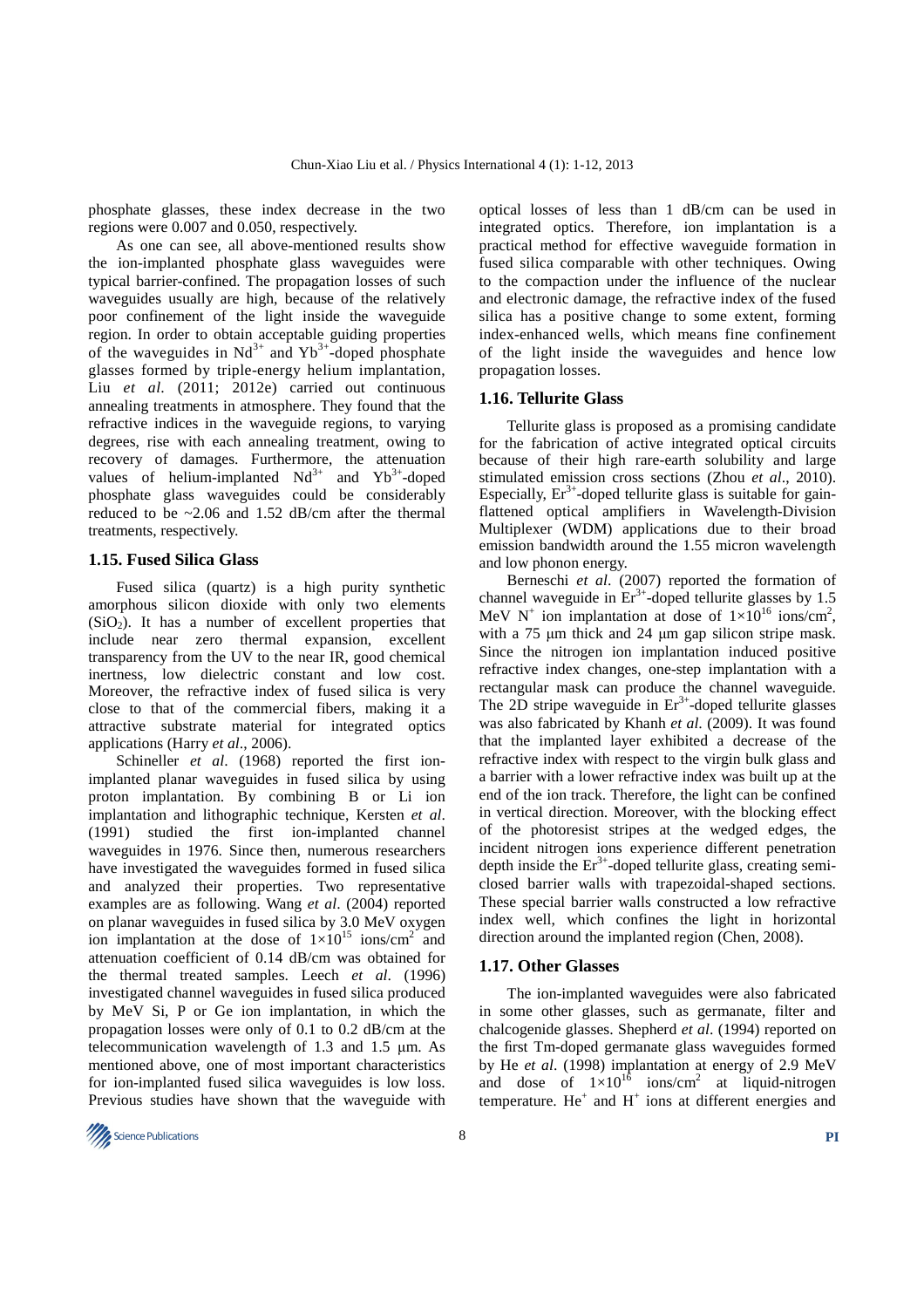phosphate glasses, these index decrease in the two regions were 0.007 and 0.050, respectively.

As one can see, all above-mentioned results show the ion-implanted phosphate glass waveguides were typical barrier-confined. The propagation losses of such waveguides usually are high, because of the relatively poor confinement of the light inside the waveguide region. In order to obtain acceptable guiding properties of the waveguides in $Nd^{3+}$ and $Yb^{3+}$-doped phosphate glasses formed by triple-energy helium implantation, Liu *et al*. (2011; 2012e) carried out continuous annealing treatments in atmosphere. They found that the refractive indices in the waveguide regions, to varying degrees, rise with each annealing treatment, owing to recovery of damages. Furthermore, the attenuation values of helium-implanted $Nd^{3+}$ and $Yb^{3+}$-doped phosphate glass waveguides could be considerably reduced to be ~2.06 and 1.52 dB/cm after the thermal treatments, respectively.

### 1.15. Fused Silica Glass

Fused silica (quartz) is a high purity synthetic amorphous silicon dioxide with only two elements ($SiO_2$). It has a number of excellent properties that include near zero thermal expansion, excellent transparency from the UV to the near IR, good chemical inertness, low dielectric constant and low cost. Moreover, the refractive index of fused silica is very close to that of the commercial fibers, making it a attractive substrate material for integrated optics applications (Harry *et al*., 2006).

Schineller *et al*. (1968) reported the first ion-implanted planar waveguides in fused silica by using proton implantation. By combining B or Li ion implantation and lithographic technique, Kersten *et al*. (1991) studied the first ion-implanted channel waveguides in 1976. Since then, numerous researchers have investigated the waveguides formed in fused silica and analyzed their properties. Two representative examples are as following. Wang *et al*. (2004) reported on planar waveguides in fused silica by 3.0 MeV oxygen ion implantation at the dose of $1\times10^{15}$ ions/cm$^2$ and attenuation coefficient of 0.14 dB/cm was obtained for the thermal treated samples. Leech *et al*. (1996) investigated channel waveguides in fused silica produced by MeV Si, P or Ge ion implantation, in which the propagation losses were only of 0.1 to 0.2 dB/cm at the telecommunication wavelength of 1.3 and 1.5 μm. As mentioned above, one of most important characteristics for ion-implanted fused silica waveguides is low loss. Previous studies have shown that the waveguide with optical losses of less than 1 dB/cm can be used in integrated optics. Therefore, ion implantation is a practical method for effective waveguide formation in fused silica comparable with other techniques. Owing to the compaction under the influence of the nuclear and electronic damage, the refractive index of the fused silica has a positive change to some extent, forming index-enhanced wells, which means fine confinement of the light inside the waveguides and hence low propagation losses.

### 1.16. Tellurite Glass

Tellurite glass is proposed as a promising candidate for the fabrication of active integrated optical circuits because of their high rare-earth solubility and large stimulated emission cross sections (Zhou *et al*., 2010). Especially, $Er^{3+}$-doped tellurite glass is suitable for gain-flattened optical amplifiers in Wavelength-Division Multiplexer (WDM) applications due to their broad emission bandwidth around the 1.55 micron wavelength and low phonon energy.

Berneschi *et al*. (2007) reported the formation of channel waveguide in $Er^{3+}$-doped tellurite glasses by 1.5 MeV $N^+$ ion implantation at dose of $1\times10^{16}$ ions/cm$^2$, with a 75 μm thick and 24 μm gap silicon stripe mask. Since the nitrogen ion implantation induced positive refractive index changes, one-step implantation with a rectangular mask can produce the channel waveguide. The 2D stripe waveguide in $Er^{3+}$-doped tellurite glasses was also fabricated by Khanh *et al*. (2009). It was found that the implanted layer exhibited a decrease of the refractive index with respect to the virgin bulk glass and a barrier with a lower refractive index was built up at the end of the ion track. Therefore, the light can be confined in vertical direction. Moreover, with the blocking effect of the photoresist stripes at the wedged edges, the incident nitrogen ions experience different penetration depth inside the $Er^{3+}$-doped tellurite glass, creating semi-closed barrier walls with trapezoidal-shaped sections. These special barrier walls constructed a low refractive index well, which confines the light in horizontal direction around the implanted region (Chen, 2008).

### 1.17. Other Glasses

The ion-implanted waveguides were also fabricated in some other glasses, such as germanate, filter and chalcogenide glasses. Shepherd *et al*. (1994) reported on the first Tm-doped germanate glass waveguides formed by He *et al*. (1998) implantation at energy of 2.9 MeV and dose of $1\times10^{16}$ ions/cm$^2$ at liquid-nitrogen temperature. $He^+$ and $H^+$ ions at different energies and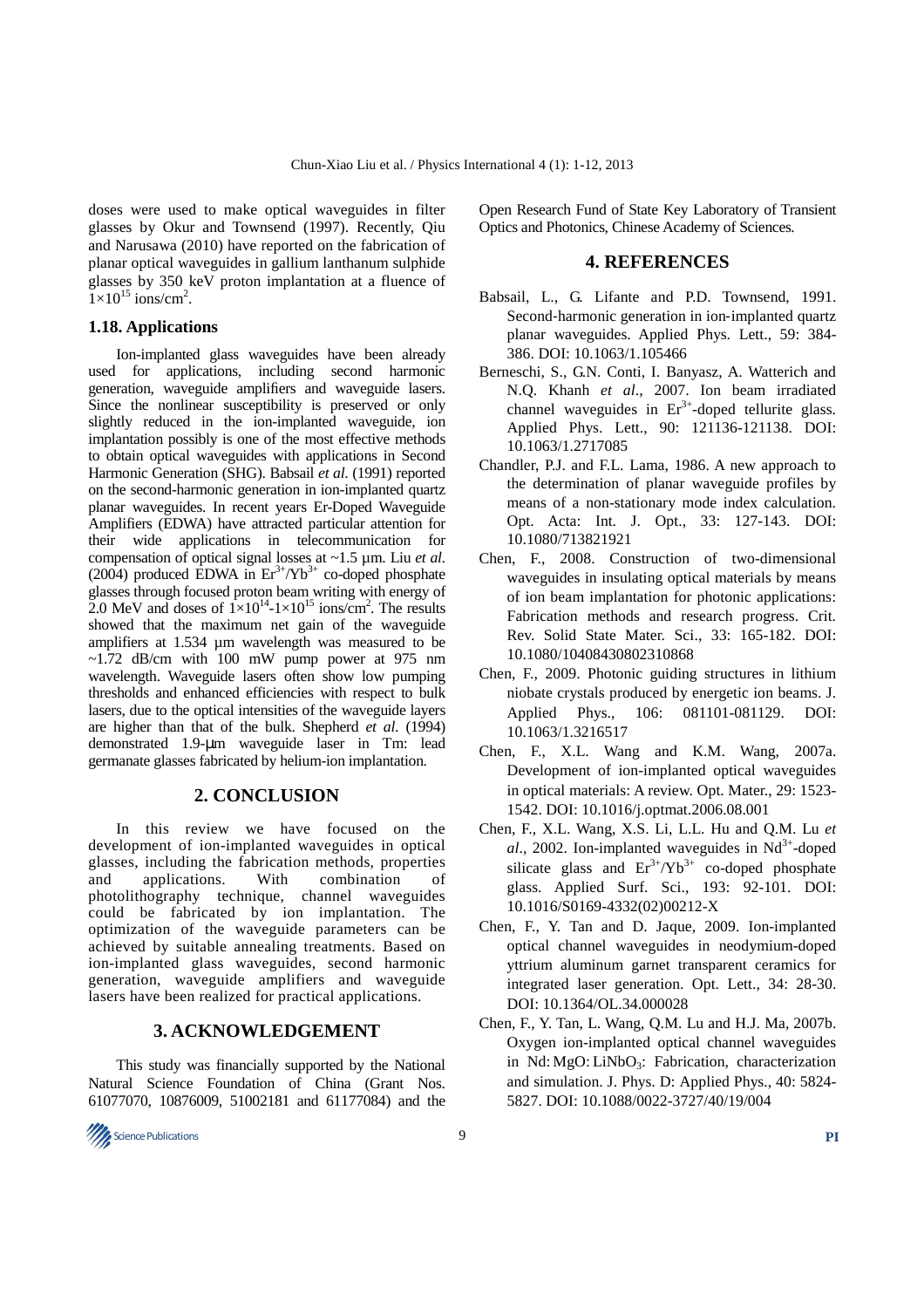doses were used to make optical waveguides in filter glasses by Okur and Townsend (1997). Recently, Qiu and Narusawa (2010) have reported on the fabrication of planar optical waveguides in gallium lanthanum sulphide glasses by 350 keV proton implantation at a fluence of $1\times10^{15}$ ions/cm$^2$.

### 1.18. Applications

Ion-implanted glass waveguides have been already used for applications, including second harmonic generation, waveguide amplifiers and waveguide lasers. Since the nonlinear susceptibility is preserved or only slightly reduced in the ion-implanted waveguide, ion implantation possibly is one of the most effective methods to obtain optical waveguides with applications in Second Harmonic Generation (SHG). Babsail *et al.* (1991) reported on the second-harmonic generation in ion-implanted quartz planar waveguides. In recent years Er-Doped Waveguide Amplifiers (EDWA) have attracted particular attention for their wide applications in telecommunication for compensation of optical signal losses at ~1.5 µm. Liu *et al.* (2004) produced EDWA in $Er^{3+}/Yb^{3+}$ co-doped phosphate glasses through focused proton beam writing with energy of 2.0 MeV and doses of $1\times10^{14}$-$1\times10^{15}$ ions/cm$^2$. The results showed that the maximum net gain of the waveguide amplifiers at 1.534 µm wavelength was measured to be ~1.72 dB/cm with 100 mW pump power at 975 nm wavelength. Waveguide lasers often show low pumping thresholds and enhanced efficiencies with respect to bulk lasers, due to the optical intensities of the waveguide layers are higher than that of the bulk. Shepherd *et al.* (1994) demonstrated 1.9-µm waveguide laser in Tm: lead germanate glasses fabricated by helium-ion implantation.

## 2. CONCLUSION

In this review we have focused on the development of ion-implanted waveguides in optical glasses, including the fabrication methods, properties and applications. With combination of photolithography technique, channel waveguides could be fabricated by ion implantation. The optimization of the waveguide parameters can be achieved by suitable annealing treatments. Based on ion-implanted glass waveguides, second harmonic generation, waveguide amplifiers and waveguide lasers have been realized for practical applications.

## 3. ACKNOWLEDGEMENT

This study was financially supported by the National Natural Science Foundation of China (Grant Nos. 61077070, 10876009, 51002181 and 61177084) and the Open Research Fund of State Key Laboratory of Transient Optics and Photonics, Chinese Academy of Sciences.

## 4. REFERENCES

Babsail, L., G. Lifante and P.D. Townsend, 1991. Second-harmonic generation in ion-implanted quartz planar waveguides. Applied Phys. Lett., 59: 384-386. DOI: 10.1063/1.105466

Berneschi, S., G.N. Conti, I. Banyasz, A. Watterich and N.Q. Khanh *et al*., 2007. Ion beam irradiated channel waveguides in $Er^{3+}$-doped tellurite glass. Applied Phys. Lett., 90: 121136-121138. DOI: 10.1063/1.2717085

Chandler, P.J. and F.L. Lama, 1986. A new approach to the determination of planar waveguide profiles by means of a non-stationary mode index calculation. Opt. Acta: Int. J. Opt., 33: 127-143. DOI: 10.1080/713821921

Chen, F., 2008. Construction of two-dimensional waveguides in insulating optical materials by means of ion beam implantation for photonic applications: Fabrication methods and research progress. Crit. Rev. Solid State Mater. Sci., 33: 165-182. DOI: 10.1080/10408430802310868

Chen, F., 2009. Photonic guiding structures in lithium niobate crystals produced by energetic ion beams. J. Applied Phys., 106: 081101-081129. DOI: 10.1063/1.3216517

Chen, F., X.L. Wang and K.M. Wang, 2007a. Development of ion-implanted optical waveguides in optical materials: A review. Opt. Mater., 29: 1523-1542. DOI: 10.1016/j.optmat.2006.08.001

Chen, F., X.L. Wang, X.S. Li, L.L. Hu and Q.M. Lu *et al*., 2002. Ion-implanted waveguides in $Nd^{3+}$-doped silicate glass and $Er^{3+}/Yb^{3+}$ co-doped phosphate glass. Applied Surf. Sci., 193: 92-101. DOI: 10.1016/S0169-4332(02)00212-X

Chen, F., Y. Tan and D. Jaque, 2009. Ion-implanted optical channel waveguides in neodymium-doped yttrium aluminum garnet transparent ceramics for integrated laser generation. Opt. Lett., 34: 28-30. DOI: 10.1364/OL.34.000028

Chen, F., Y. Tan, L. Wang, Q.M. Lu and H.J. Ma, 2007b. Oxygen ion-implanted optical channel waveguides in Nd: MgO: $LiNbO_3$: Fabrication, characterization and simulation. J. Phys. D: Applied Phys., 40: 5824-5827. DOI: 10.1088/0022-3727/40/19/004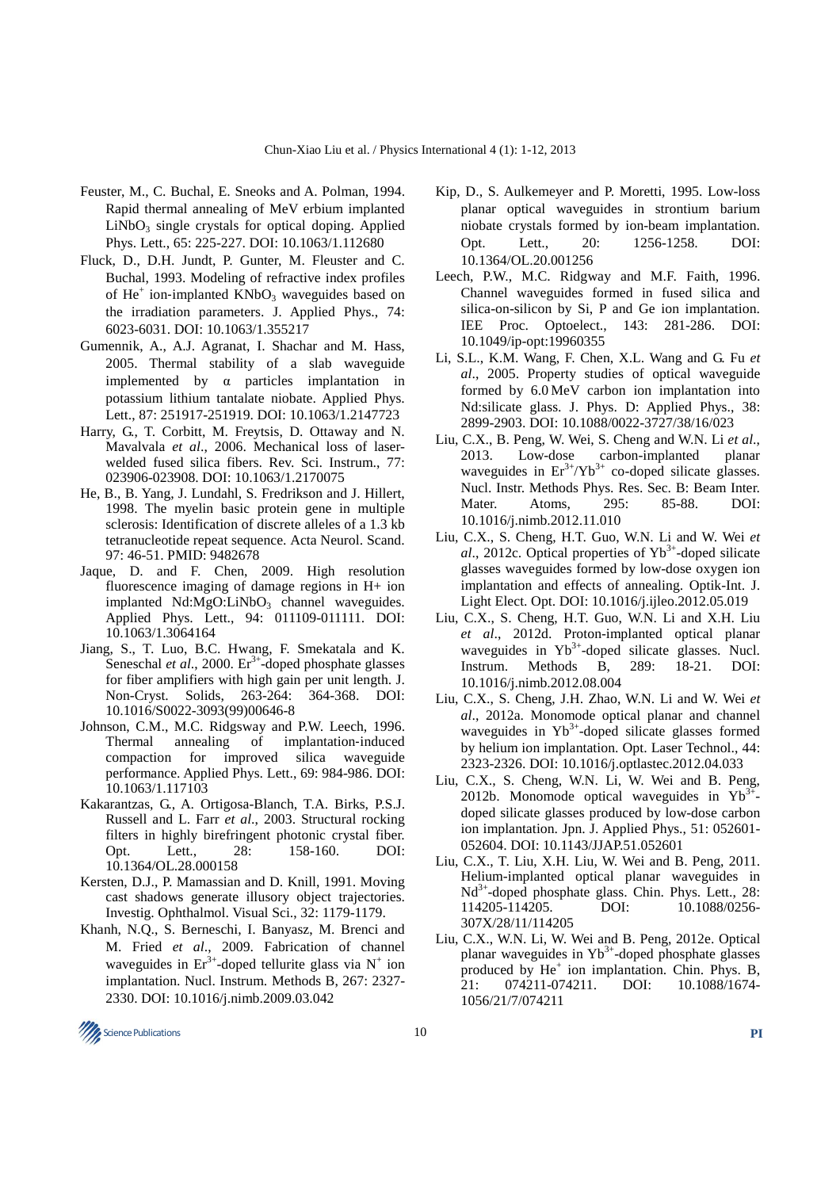Feuster, M., C. Buchal, E. Sneoks and A. Polman, 1994. Rapid thermal annealing of MeV erbium implanted $LiNbO_3$ single crystals for optical doping. Applied Phys. Lett., 65: 225-227. DOI: 10.1063/1.112680

Fluck, D., D.H. Jundt, P. Gunter, M. Fleuster and C. Buchal, 1993. Modeling of refractive index profiles of $He^+$ ion-implanted $KNbO_3$ waveguides based on the irradiation parameters. J. Applied Phys., 74: 6023-6031. DOI: 10.1063/1.355217

Gumennik, A., A.J. Agranat, I. Shachar and M. Hass, 2005. Thermal stability of a slab waveguide implemented by α particles implantation in potassium lithium tantalate niobate. Applied Phys. Lett., 87: 251917-251919. DOI: 10.1063/1.2147723

Harry, G., T. Corbitt, M. Freytsis, D. Ottaway and N. Mavalvala *et al*., 2006. Mechanical loss of laser-welded fused silica fibers. Rev. Sci. Instrum., 77: 023906-023908. DOI: 10.1063/1.2170075

He, B., B. Yang, J. Lundahl, S. Fredrikson and J. Hillert, 1998. The myelin basic protein gene in multiple sclerosis: Identification of discrete alleles of a 1.3 kb tetranucleotide repeat sequence. Acta Neurol. Scand. 97: 46-51. PMID: 9482678

Jaque, D. and F. Chen, 2009. High resolution fluorescence imaging of damage regions in H+ ion implanted $Nd:MgO:LiNbO_3$ channel waveguides. Applied Phys. Lett., 94: 011109-011111. DOI: 10.1063/1.3064164

Jiang, S., T. Luo, B.C. Hwang, F. Smekatala and K. Seneschal *et al*., 2000. $Er^{3+}$-doped phosphate glasses for fiber amplifiers with high gain per unit length. J. Non-Cryst. Solids, 263-264: 364-368. DOI: 10.1016/S0022-3093(99)00646-8

Johnson, C.M., M.C. Ridgsway and P.W. Leech, 1996. Thermal annealing of implantation-induced compaction for improved silica waveguide performance. Applied Phys. Lett., 69: 984-986. DOI: 10.1063/1.117103

Kakarantzas, G., A. Ortigosa-Blanch, T.A. Birks, P.S.J. Russell and L. Farr *et al*., 2003. Structural rocking filters in highly birefringent photonic crystal fiber. Opt. Lett., 28: 158-160. DOI: 10.1364/OL.28.000158

Kersten, D.J., P. Mamassian and D. Knill, 1991. Moving cast shadows generate illusory object trajectories. Investig. Ophthalmol. Visual Sci., 32: 1179-1179.

Khanh, N.Q., S. Berneschi, I. Banyasz, M. Brenci and M. Fried *et al*., 2009. Fabrication of channel waveguides in $Er^{3+}$-doped tellurite glass via $N^+$ ion implantation. Nucl. Instrum. Methods B, 267: 2327-2330. DOI: 10.1016/j.nimb.2009.03.042

Kip, D., S. Aulkemeyer and P. Moretti, 1995. Low-loss planar optical waveguides in strontium barium niobate crystals formed by ion-beam implantation. Opt. Lett., 20: 1256-1258. DOI: 10.1364/OL.20.001256

Leech, P.W., M.C. Ridgway and M.F. Faith, 1996. Channel waveguides formed in fused silica and silica-on-silicon by Si, P and Ge ion implantation. IEE Proc. Optoelect., 143: 281-286. DOI: 10.1049/ip-opt:19960355

Li, S.L., K.M. Wang, F. Chen, X.L. Wang and G. Fu *et al*., 2005. Property studies of optical waveguide formed by 6.0 MeV carbon ion implantation into Nd:silicate glass. J. Phys. D: Applied Phys., 38: 2899-2903. DOI: 10.1088/0022-3727/38/16/023

Liu, C.X., B. Peng, W. Wei, S. Cheng and W.N. Li *et al*., 2013. Low-dose carbon-implanted planar waveguides in $Er^{3+}/Yb^{3+}$ co-doped silicate glasses. Nucl. Instr. Methods Phys. Res. Sec. B: Beam Inter. Mater. Atoms, 295: 85-88. DOI: 10.1016/j.nimb.2012.11.010

Liu, C.X., S. Cheng, H.T. Guo, W.N. Li and W. Wei *et al*., 2012c. Optical properties of $Yb^{3+}$-doped silicate glasses waveguides formed by low-dose oxygen ion implantation and effects of annealing. Optik-Int. J. Light Elect. Opt. DOI: 10.1016/j.ijleo.2012.05.019

Liu, C.X., S. Cheng, H.T. Guo, W.N. Li and X.H. Liu *et al*., 2012d. Proton-implanted optical planar waveguides in $Yb^{3+}$-doped silicate glasses. Nucl. Instrum. Methods B, 289: 18-21. DOI: 10.1016/j.nimb.2012.08.004

Liu, C.X., S. Cheng, J.H. Zhao, W.N. Li and W. Wei *et al*., 2012a. Monomode optical planar and channel waveguides in $Yb^{3+}$-doped silicate glasses formed by helium ion implantation. Opt. Laser Technol., 44: 2323-2326. DOI: 10.1016/j.optlastec.2012.04.033

Liu, C.X., S. Cheng, W.N. Li, W. Wei and B. Peng, 2012b. Monomode optical waveguides in $Yb^{3+}$-doped silicate glasses produced by low-dose carbon ion implantation. Jpn. J. Applied Phys., 51: 052601-052604. DOI: 10.1143/JJAP.51.052601

Liu, C.X., T. Liu, X.H. Liu, W. Wei and B. Peng, 2011. Helium-implanted optical planar waveguides in $Nd^{3+}$-doped phosphate glass. Chin. Phys. Lett., 28: 114205-114205. DOI: 10.1088/0256-307X/28/11/114205

Liu, C.X., W.N. Li, W. Wei and B. Peng, 2012e. Optical planar waveguides in $Yb^{3+}$-doped phosphate glasses produced by $He^+$ ion implantation. Chin. Phys. B, 21: 074211-074211. DOI: 10.1088/1674-1056/21/7/074211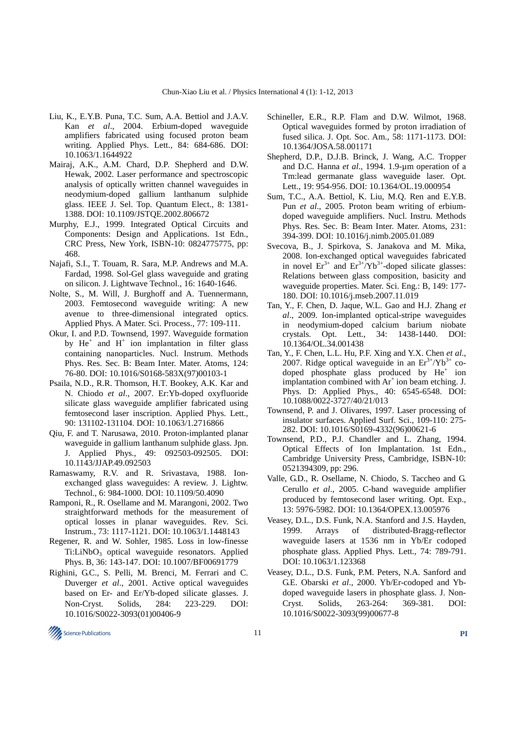Liu, K., E.Y.B. Puna, T.C. Sum, A.A. Bettiol and J.A.V. Kan *et al*., 2004. Erbium-doped waveguide amplifiers fabricated using focused proton beam writing. Applied Phys. Lett., 84: 684-686. DOI: 10.1063/1.1644922

Mairaj, A.K., A.M. Chard, D.P. Shepherd and D.W. Hewak, 2002. Laser performance and spectroscopic analysis of optically written channel waveguides in neodymium-doped gallium lanthanum sulphide glass. IEEE J. Sel. Top. Quantum Elect., 8: 1381-1388. DOI: 10.1109/JSTQE.2002.806672

Murphy, E.J., 1999. Integrated Optical Circuits and Components: Design and Applications. 1st Edn., CRC Press, New York, ISBN-10: 0824775775, pp: 468.

Najafi, S.I., T. Touam, R. Sara, M.P. Andrews and M.A. Fardad, 1998. Sol-Gel glass waveguide and grating on silicon. J. Lightwave Technol., 16: 1640-1646.

Nolte, S., M. Will, J. Burghoff and A. Tuennermann, 2003. Femtosecond waveguide writing: A new avenue to three-dimensional integrated optics. Applied Phys. A Mater. Sci. Process., 77: 109-111.

Okur, I. and P.D. Townsend, 1997. Waveguide formation by $He^+$ and $H^+$ ion implantation in filter glass containing nanoparticles. Nucl. Instrum. Methods Phys. Res. Sec. B: Beam Inter. Mater. Atoms, 124: 76-80. DOI: 10.1016/S0168-583X(97)00103-1

Psaila, N.D., R.R. Thomson, H.T. Bookey, A.K. Kar and N. Chiodo *et al*., 2007. Er:Yb-doped oxyfluoride silicate glass waveguide amplifier fabricated using femtosecond laser inscription. Applied Phys. Lett., 90: 131102-131104. DOI: 10.1063/1.2716866

Qiu, F. and T. Narusawa, 2010. Proton-implanted planar waveguide in gallium lanthanum sulphide glass. Jpn. J. Applied Phys., 49: 092503-092505. DOI: 10.1143/JJAP.49.092503

Ramaswamy, R.V. and R. Srivastava, 1988. Ion-exchanged glass waveguides: A review. J. Lightw. Technol., 6: 984-1000. DOI: 10.1109/50.4090

Ramponi, R., R. Osellame and M. Marangoni, 2002. Two straightforward methods for the measurement of optical losses in planar waveguides. Rev. Sci. Instrum., 73: 1117-1121. DOI: 10.1063/1.1448143

Regener, R. and W. Sohler, 1985. Loss in low-finesse $Ti:LiNbO_3$ optical waveguide resonators. Applied Phys. B, 36: 143-147. DOI: 10.1007/BF00691779

Righini, G.C., S. Pelli, M. Brenci, M. Ferrari and C. Duverger *et al*., 2001. Active optical waveguides based on Er- and Er/Yb-doped silicate glasses. J. Non-Cryst. Solids, 284: 223-229. DOI: 10.1016/S0022-3093(01)00406-9

Schineller, E.R., R.P. Flam and D.W. Wilmot, 1968. Optical waveguides formed by proton irradiation of fused silica. J. Opt. Soc. Am., 58: 1171-1173. DOI: 10.1364/JOSA.58.001171

Shepherd, D.P., D.J.B. Brinck, J. Wang, A.C. Tropper and D.C. Hanna *et al*., 1994. 1.9-μm operation of a Tm:lead germanate glass waveguide laser. Opt. Lett., 19: 954-956. DOI: 10.1364/OL.19.000954

Sum, T.C., A.A. Bettiol, K. Liu, M.Q. Ren and E.Y.B. Pun *et al*., 2005. Proton beam writing of erbium-doped waveguide amplifiers. Nucl. Instru. Methods Phys. Res. Sec. B: Beam Inter. Mater. Atoms, 231: 394-399. DOI: 10.1016/j.nimb.2005.01.089

Svecova, B., J. Spirkova, S. Janakova and M. Mika, 2008. Ion-exchanged optical waveguides fabricated in novel $Er^{3+}$ and $Er^{3+}/Yb^{3+}$-doped silicate glasses: Relations between glass composition, basicity and waveguide properties. Mater. Sci. Eng.: B, 149: 177-180. DOI: 10.1016/j.mseb.2007.11.019

Tan, Y., F. Chen, D. Jaque, W.L. Gao and H.J. Zhang *et al*., 2009. Ion-implanted optical-stripe waveguides in neodymium-doped calcium barium niobate crystals. Opt. Lett., 34: 1438-1440. DOI: 10.1364/OL.34.001438

Tan, Y., F. Chen, L.L. Hu, P.F. Xing and Y.X. Chen *et al*., 2007. Ridge optical waveguide in an $Er^{3+}/Yb^{3+}$ co-doped phosphate glass produced by $He^+$ ion implantation combined with $Ar^+$ ion beam etching. J. Phys. D: Applied Phys., 40: 6545-6548. DOI: 10.1088/0022-3727/40/21/013

Townsend, P. and J. Olivares, 1997. Laser processing of insulator surfaces. Applied Surf. Sci., 109-110: 275-282. DOI: 10.1016/S0169-4332(96)00621-6

Townsend, P.D., P.J. Chandler and L. Zhang, 1994. Optical Effects of Ion Implantation. 1st Edn., Cambridge University Press, Cambridge, ISBN-10: 0521394309, pp: 296.

Valle, G.D., R. Osellame, N. Chiodo, S. Taccheo and G. Cerullo *et al*., 2005. C-band waveguide amplifier produced by femtosecond laser writing. Opt. Exp., 13: 5976-5982. DOI: 10.1364/OPEX.13.005976

Veasey, D.L., D.S. Funk, N.A. Stanford and J.S. Hayden, 1999. Arrays of distributed-Bragg-reflector waveguide lasers at 1536 nm in Yb/Er codoped phosphate glass. Applied Phys. Lett., 74: 789-791. DOI: 10.1063/1.123368

Veasey, D.L., D.S. Funk, P.M. Peters, N.A. Sanford and G.E. Obarski *et al*., 2000. Yb/Er-codoped and Yb-doped waveguide lasers in phosphate glass. J. Non-Cryst. Solids, 263-264: 369-381. DOI: 10.1016/S0022-3093(99)00677-8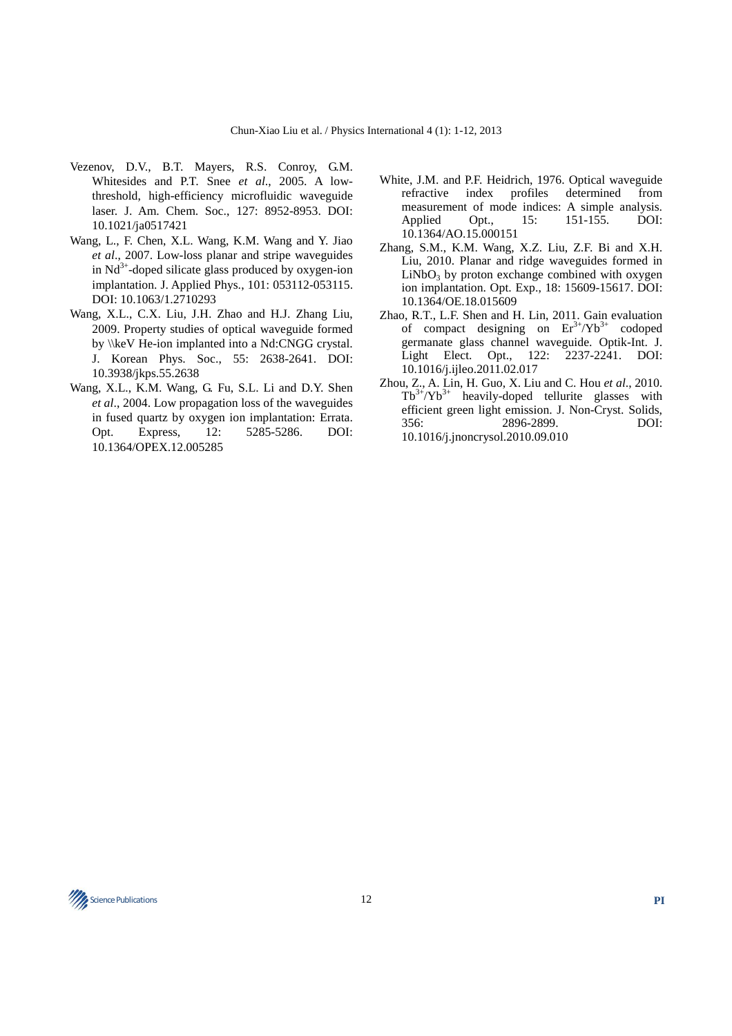Vezenov, D.V., B.T. Mayers, R.S. Conroy, G.M. Whitesides and P.T. Snee *et al*., 2005. A low-threshold, high-efficiency microfluidic waveguide laser. J. Am. Chem. Soc., 127: 8952-8953. DOI: 10.1021/ja0517421

Wang, L., F. Chen, X.L. Wang, K.M. Wang and Y. Jiao *et al*., 2007. Low-loss planar and stripe waveguides in $Nd^{3+}$-doped silicate glass produced by oxygen-ion implantation. J. Applied Phys., 101: 053112-053115. DOI: 10.1063/1.2710293

Wang, X.L., C.X. Liu, J.H. Zhao and H.J. Zhang Liu, 2009. Property studies of optical waveguide formed by \\keV He-ion implanted into a Nd:CNGG crystal. J. Korean Phys. Soc., 55: 2638-2641. DOI: 10.3938/jkps.55.2638

Wang, X.L., K.M. Wang, G. Fu, S.L. Li and D.Y. Shen *et al*., 2004. Low propagation loss of the waveguides in fused quartz by oxygen ion implantation: Errata. Opt. Express, 12: 5285-5286. DOI: 10.1364/OPEX.12.005285

White, J.M. and P.F. Heidrich, 1976. Optical waveguide refractive index profiles determined from measurement of mode indices: A simple analysis. Applied Opt., 15: 151-155. DOI: 10.1364/AO.15.000151

Zhang, S.M., K.M. Wang, X.Z. Liu, Z.F. Bi and X.H. Liu, 2010. Planar and ridge waveguides formed in $LiNbO_3$ by proton exchange combined with oxygen ion implantation. Opt. Exp., 18: 15609-15617. DOI: 10.1364/OE.18.015609

Zhao, R.T., L.F. Shen and H. Lin, 2011. Gain evaluation of compact designing on $Er^{3+}/Yb^{3+}$ codoped germanate glass channel waveguide. Optik-Int. J. Light Elect. Opt., 122: 2237-2241. DOI: 10.1016/j.ijleo.2011.02.017

Zhou, Z., A. Lin, H. Guo, X. Liu and C. Hou *et al*., 2010. $Tb^{3+}/Yb^{3+}$ heavily-doped tellurite glasses with efficient green light emission. J. Non-Cryst. Solids, 356: 2896-2899. DOI: 10.1016/j.jnoncrysol.2010.09.010